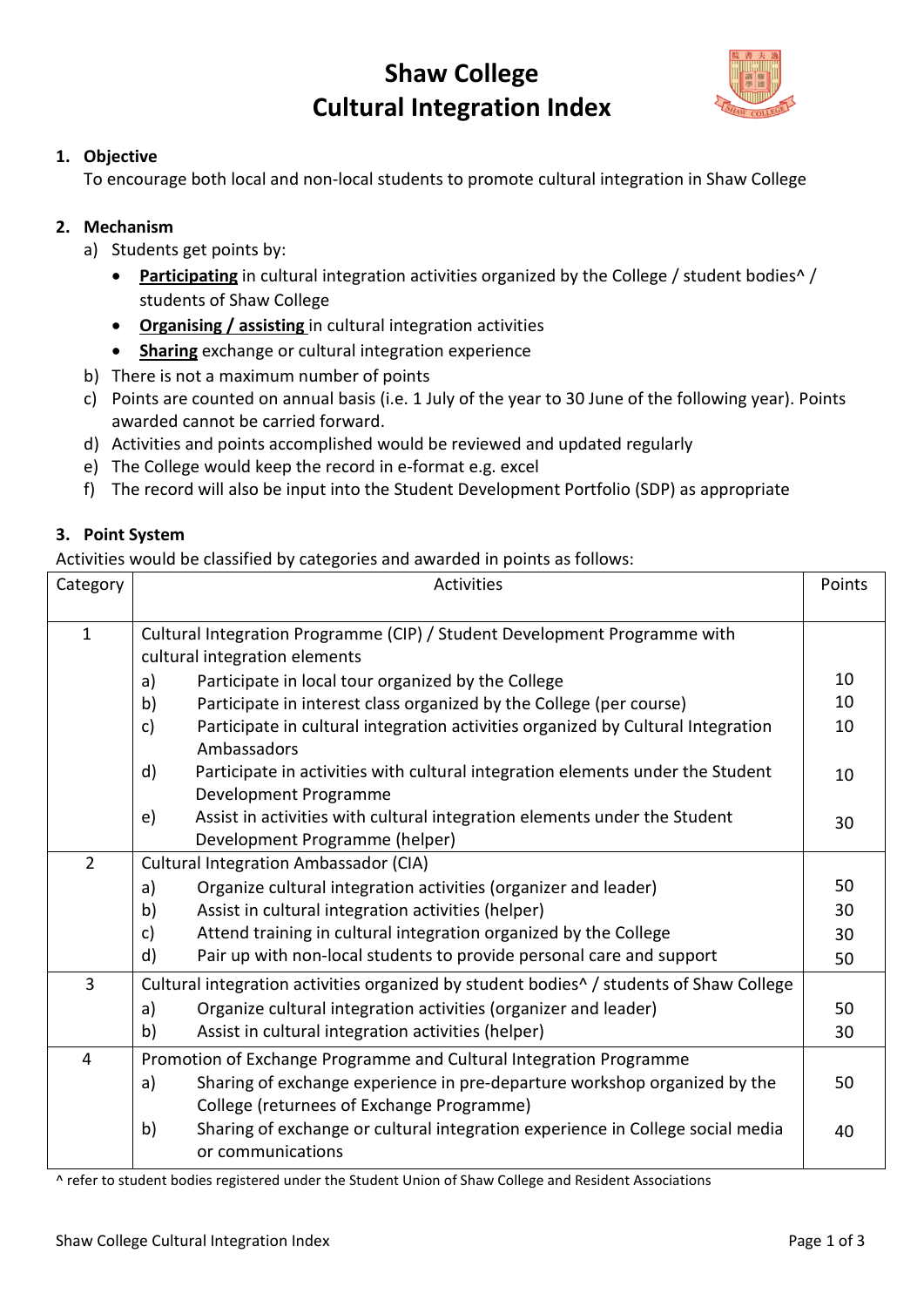# Shaw College
# Cultural Integration Index

**1. Objective**

To encourage both local and non-local students to promote cultural integration in Shaw College

**2. Mechanism**

a) Students get points by:
   - **Participating** in cultural integration activities organized by the College / student bodies^ / students of Shaw College
   - **Organising / assisting** in cultural integration activities
   - **Sharing** exchange or cultural integration experience

b) There is not a maximum number of points

c) Points are counted on annual basis (i.e. 1 July of the year to 30 June of the following year). Points awarded cannot be carried forward.

d) Activities and points accomplished would be reviewed and updated regularly

e) The College would keep the record in e-format e.g. excel

f) The record will also be input into the Student Development Portfolio (SDP) as appropriate

**3. Point System**

Activities would be classified by categories and awarded in points as follows:

| Category | Activities | Points |
|---|---|---|
| 1 | Cultural Integration Programme (CIP) / Student Development Programme with cultural integration elements | |
| | a) Participate in local tour organized by the College | 10 |
| | b) Participate in interest class organized by the College (per course) | 10 |
| | c) Participate in cultural integration activities organized by Cultural Integration Ambassadors | 10 |
| | d) Participate in activities with cultural integration elements under the Student Development Programme | 10 |
| | e) Assist in activities with cultural integration elements under the Student Development Programme (helper) | 30 |
| 2 | Cultural Integration Ambassador (CIA) | |
| | a) Organize cultural integration activities (organizer and leader) | 50 |
| | b) Assist in cultural integration activities (helper) | 30 |
| | c) Attend training in cultural integration organized by the College | 30 |
| | d) Pair up with non-local students to provide personal care and support | 50 |
| 3 | Cultural integration activities organized by student bodies^ / students of Shaw College | |
| | a) Organize cultural integration activities (organizer and leader) | 50 |
| | b) Assist in cultural integration activities (helper) | 30 |
| 4 | Promotion of Exchange Programme and Cultural Integration Programme | |
| | a) Sharing of exchange experience in pre-departure workshop organized by the College (returnees of Exchange Programme) | 50 |
| | b) Sharing of exchange or cultural integration experience in College social media or communications | 40 |

^ refer to student bodies registered under the Student Union of Shaw College and Resident Associations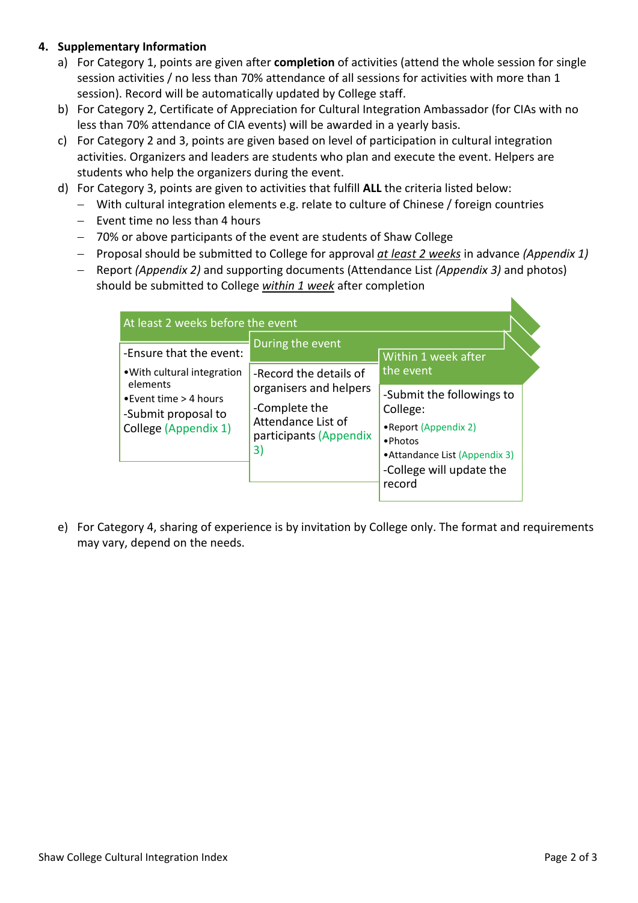## 4. Supplementary Information

a) For Category 1, points are given after **completion** of activities (attend the whole session for single session activities / no less than 70% attendance of all sessions for activities with more than 1 session). Record will be automatically updated by College staff.

b) For Category 2, Certificate of Appreciation for Cultural Integration Ambassador (for CIAs with no less than 70% attendance of CIA events) will be awarded in a yearly basis.

c) For Category 2 and 3, points are given based on level of participation in cultural integration activities. Organizers and leaders are students who plan and execute the event. Helpers are students who help the organizers during the event.

d) For Category 3, points are given to activities that fulfill **ALL** the criteria listed below:
- With cultural integration elements e.g. relate to culture of Chinese / foreign countries
- Event time no less than 4 hours
- 70% or above participants of the event are students of Shaw College
- Proposal should be submitted to College for approval *at least 2 weeks* in advance *(Appendix 1)*
- Report *(Appendix 2)* and supporting documents (Attendance List *(Appendix 3)* and photos) should be submitted to College *within 1 week* after completion

| At least 2 weeks before the event | During the event | Within 1 week after the event |
|---|---|---|
| -Ensure that the event:<br>• With cultural integration elements<br>• Event time > 4 hours<br>-Submit proposal to College (Appendix 1) | -Record the details of organisers and helpers<br>-Complete the Attendance List of participants (Appendix 3) | -Submit the followings to College:<br>• Report (Appendix 2)<br>• Photos<br>• Attandance List (Appendix 3)<br>-College will update the record |

e) For Category 4, sharing of experience is by invitation by College only. The format and requirements may vary, depend on the needs.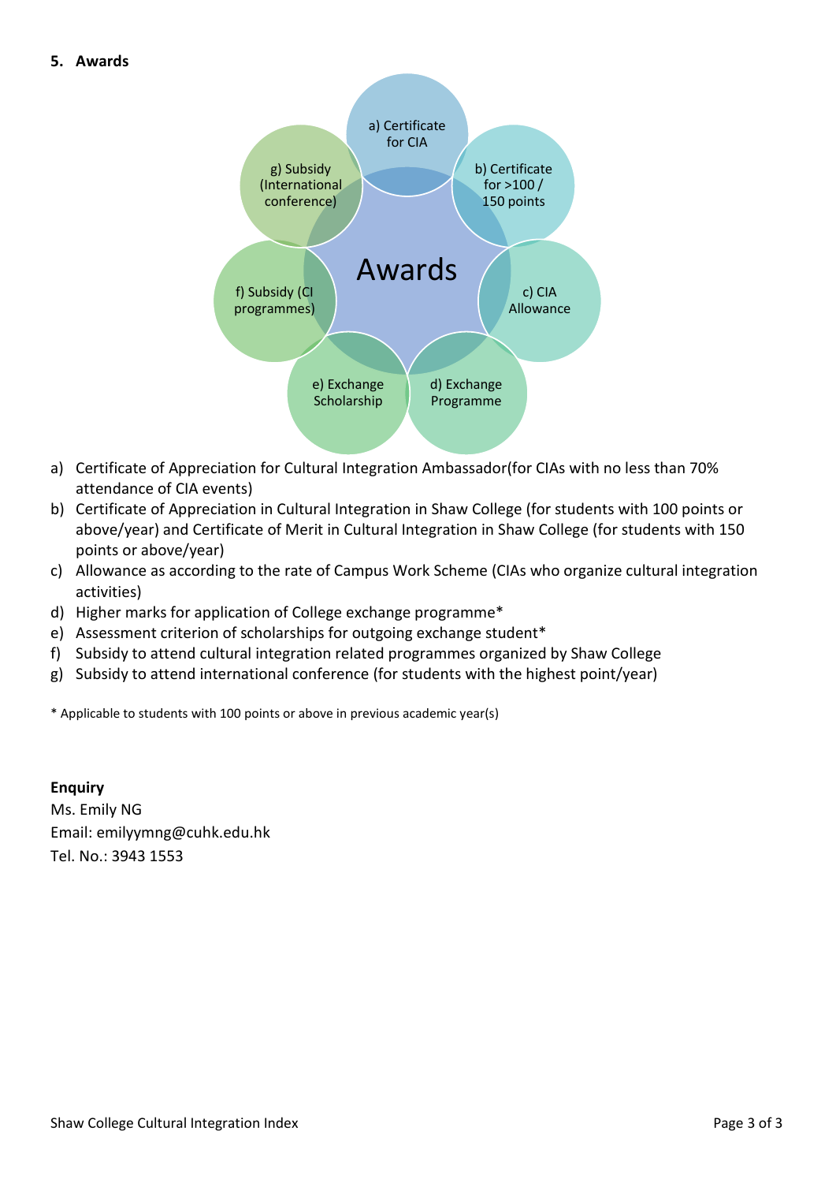## 5. Awards

Awards

a) Certificate for CIA

b) Certificate for >100 / 150 points

c) CIA Allowance

d) Exchange Programme

e) Exchange Scholarship

f) Subsidy (CI programmes)

g) Subsidy (International conference)

a) Certificate of Appreciation for Cultural Integration Ambassador(for CIAs with no less than 70% attendance of CIA events)
b) Certificate of Appreciation in Cultural Integration in Shaw College (for students with 100 points or above/year) and Certificate of Merit in Cultural Integration in Shaw College (for students with 150 points or above/year)
c) Allowance as according to the rate of Campus Work Scheme (CIAs who organize cultural integration activities)
d) Higher marks for application of College exchange programme*
e) Assessment criterion of scholarships for outgoing exchange student*
f) Subsidy to attend cultural integration related programmes organized by Shaw College
g) Subsidy to attend international conference (for students with the highest point/year)

* Applicable to students with 100 points or above in previous academic year(s)

**Enquiry**

Ms. Emily NG

Email: emilyymng@cuhk.edu.hk

Tel. No.: 3943 1553